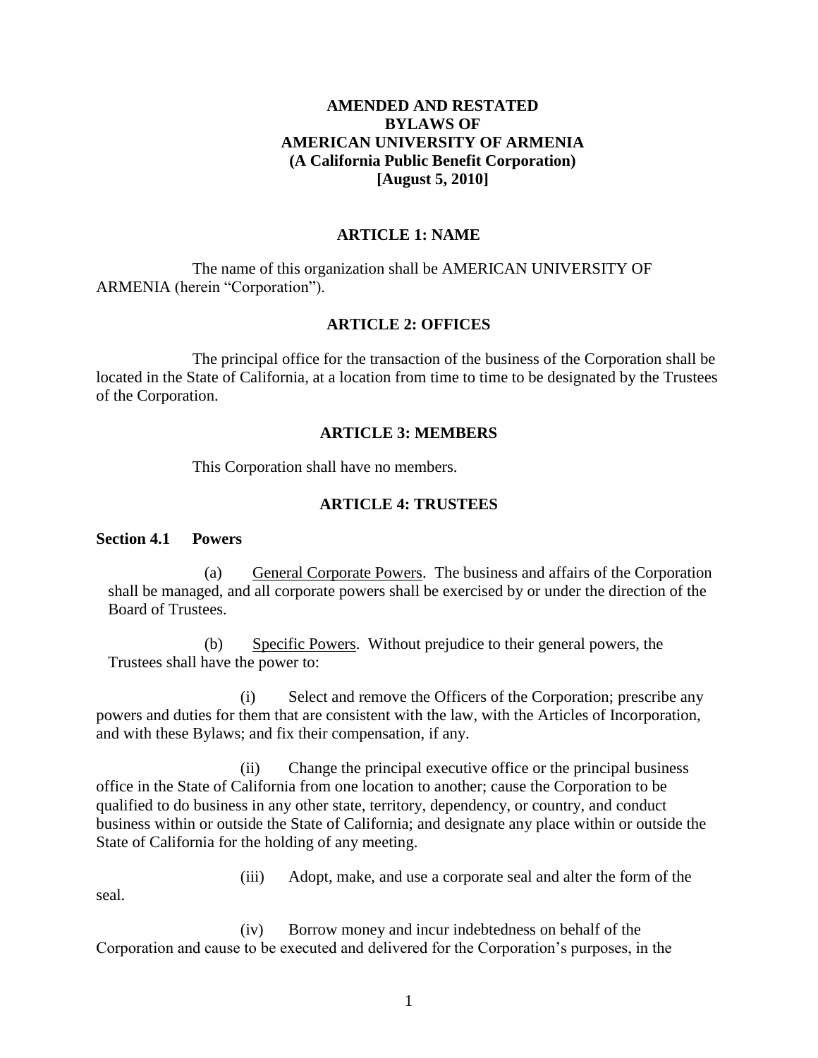# AMENDED AND RESTATED BYLAWS OF AMERICAN UNIVERSITY OF ARMENIA (A California Public Benefit Corporation) [August 5, 2010]

## ARTICLE 1: NAME

The name of this organization shall be AMERICAN UNIVERSITY OF ARMENIA (herein "Corporation").

## ARTICLE 2: OFFICES

The principal office for the transaction of the business of the Corporation shall be located in the State of California, at a location from time to time to be designated by the Trustees of the Corporation.

## ARTICLE 3: MEMBERS

This Corporation shall have no members.

## ARTICLE 4: TRUSTEES

### Section 4.1 Powers

(a) General Corporate Powers. The business and affairs of the Corporation shall be managed, and all corporate powers shall be exercised by or under the direction of the Board of Trustees.

(b) Specific Powers. Without prejudice to their general powers, the Trustees shall have the power to:

(i) Select and remove the Officers of the Corporation; prescribe any powers and duties for them that are consistent with the law, with the Articles of Incorporation, and with these Bylaws; and fix their compensation, if any.

(ii) Change the principal executive office or the principal business office in the State of California from one location to another; cause the Corporation to be qualified to do business in any other state, territory, dependency, or country, and conduct business within or outside the State of California; and designate any place within or outside the State of California for the holding of any meeting.

(iii) Adopt, make, and use a corporate seal and alter the form of the seal.

(iv) Borrow money and incur indebtedness on behalf of the Corporation and cause to be executed and delivered for the Corporation's purposes, in the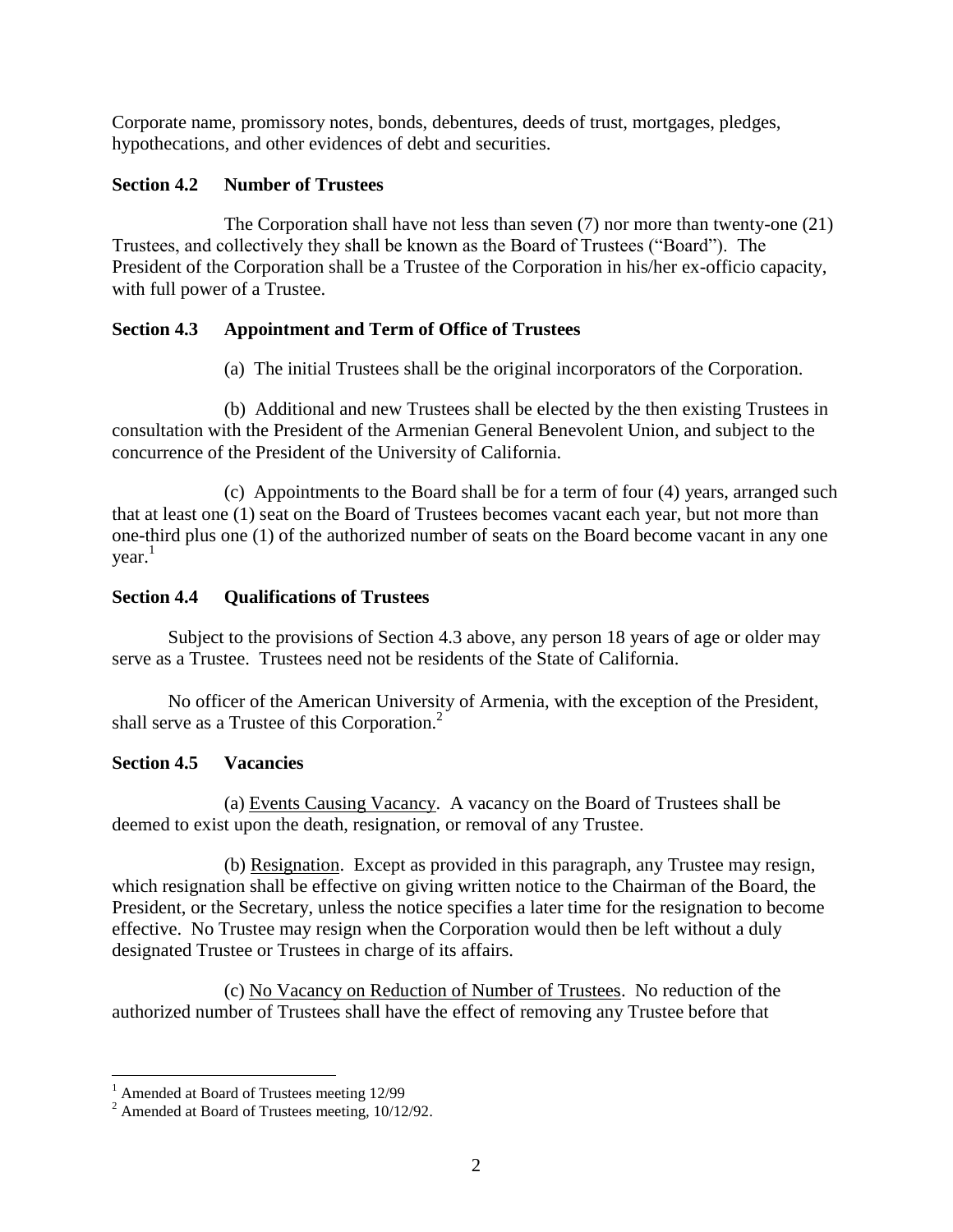Corporate name, promissory notes, bonds, debentures, deeds of trust, mortgages, pledges, hypothecations, and other evidences of debt and securities.

### Section 4.2 Number of Trustees

The Corporation shall have not less than seven (7) nor more than twenty-one (21) Trustees, and collectively they shall be known as the Board of Trustees ("Board"). The President of the Corporation shall be a Trustee of the Corporation in his/her ex-officio capacity, with full power of a Trustee.

### Section 4.3 Appointment and Term of Office of Trustees

(a) The initial Trustees shall be the original incorporators of the Corporation.

(b) Additional and new Trustees shall be elected by the then existing Trustees in consultation with the President of the Armenian General Benevolent Union, and subject to the concurrence of the President of the University of California.

(c) Appointments to the Board shall be for a term of four (4) years, arranged such that at least one (1) seat on the Board of Trustees becomes vacant each year, but not more than one-third plus one (1) of the authorized number of seats on the Board become vacant in any one year.[1]

### Section 4.4 Qualifications of Trustees

Subject to the provisions of Section 4.3 above, any person 18 years of age or older may serve as a Trustee. Trustees need not be residents of the State of California.

No officer of the American University of Armenia, with the exception of the President, shall serve as a Trustee of this Corporation.[2]

### Section 4.5 Vacancies

(a) Events Causing Vacancy. A vacancy on the Board of Trustees shall be deemed to exist upon the death, resignation, or removal of any Trustee.

(b) Resignation. Except as provided in this paragraph, any Trustee may resign, which resignation shall be effective on giving written notice to the Chairman of the Board, the President, or the Secretary, unless the notice specifies a later time for the resignation to become effective. No Trustee may resign when the Corporation would then be left without a duly designated Trustee or Trustees in charge of its affairs.

(c) No Vacancy on Reduction of Number of Trustees. No reduction of the authorized number of Trustees shall have the effect of removing any Trustee before that

---

[1] Amended at Board of Trustees meeting 12/99

[2] Amended at Board of Trustees meeting, 10/12/92.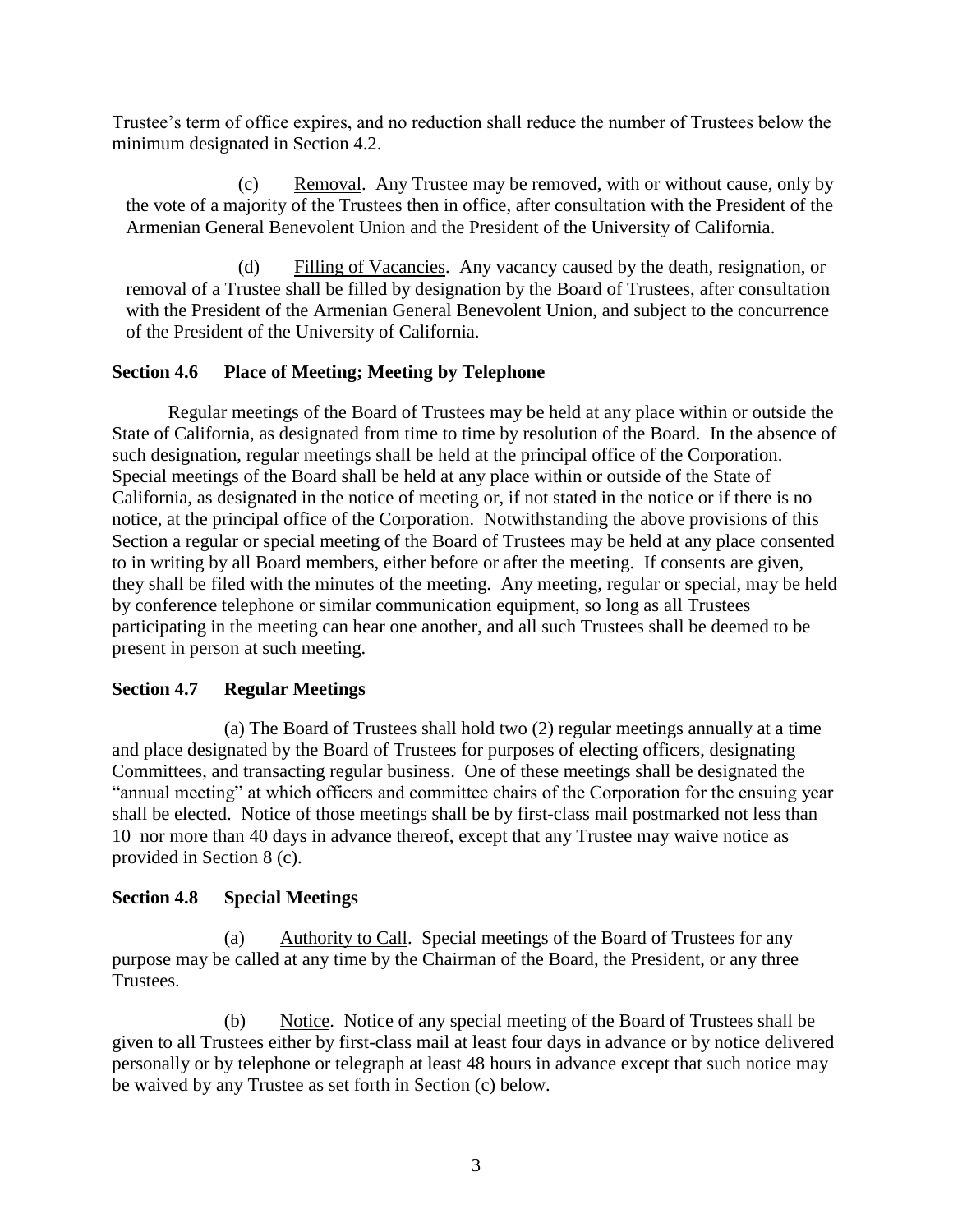Trustee's term of office expires, and no reduction shall reduce the number of Trustees below the minimum designated in Section 4.2.

(c) Removal. Any Trustee may be removed, with or without cause, only by the vote of a majority of the Trustees then in office, after consultation with the President of the Armenian General Benevolent Union and the President of the University of California.

(d) Filling of Vacancies. Any vacancy caused by the death, resignation, or removal of a Trustee shall be filled by designation by the Board of Trustees, after consultation with the President of the Armenian General Benevolent Union, and subject to the concurrence of the President of the University of California.

### Section 4.6 Place of Meeting; Meeting by Telephone

Regular meetings of the Board of Trustees may be held at any place within or outside the State of California, as designated from time to time by resolution of the Board. In the absence of such designation, regular meetings shall be held at the principal office of the Corporation. Special meetings of the Board shall be held at any place within or outside of the State of California, as designated in the notice of meeting or, if not stated in the notice or if there is no notice, at the principal office of the Corporation. Notwithstanding the above provisions of this Section a regular or special meeting of the Board of Trustees may be held at any place consented to in writing by all Board members, either before or after the meeting. If consents are given, they shall be filed with the minutes of the meeting. Any meeting, regular or special, may be held by conference telephone or similar communication equipment, so long as all Trustees participating in the meeting can hear one another, and all such Trustees shall be deemed to be present in person at such meeting.

### Section 4.7 Regular Meetings

(a) The Board of Trustees shall hold two (2) regular meetings annually at a time and place designated by the Board of Trustees for purposes of electing officers, designating Committees, and transacting regular business. One of these meetings shall be designated the "annual meeting" at which officers and committee chairs of the Corporation for the ensuing year shall be elected. Notice of those meetings shall be by first-class mail postmarked not less than 10 nor more than 40 days in advance thereof, except that any Trustee may waive notice as provided in Section 8 (c).

### Section 4.8 Special Meetings

(a) Authority to Call. Special meetings of the Board of Trustees for any purpose may be called at any time by the Chairman of the Board, the President, or any three Trustees.

(b) Notice. Notice of any special meeting of the Board of Trustees shall be given to all Trustees either by first-class mail at least four days in advance or by notice delivered personally or by telephone or telegraph at least 48 hours in advance except that such notice may be waived by any Trustee as set forth in Section (c) below.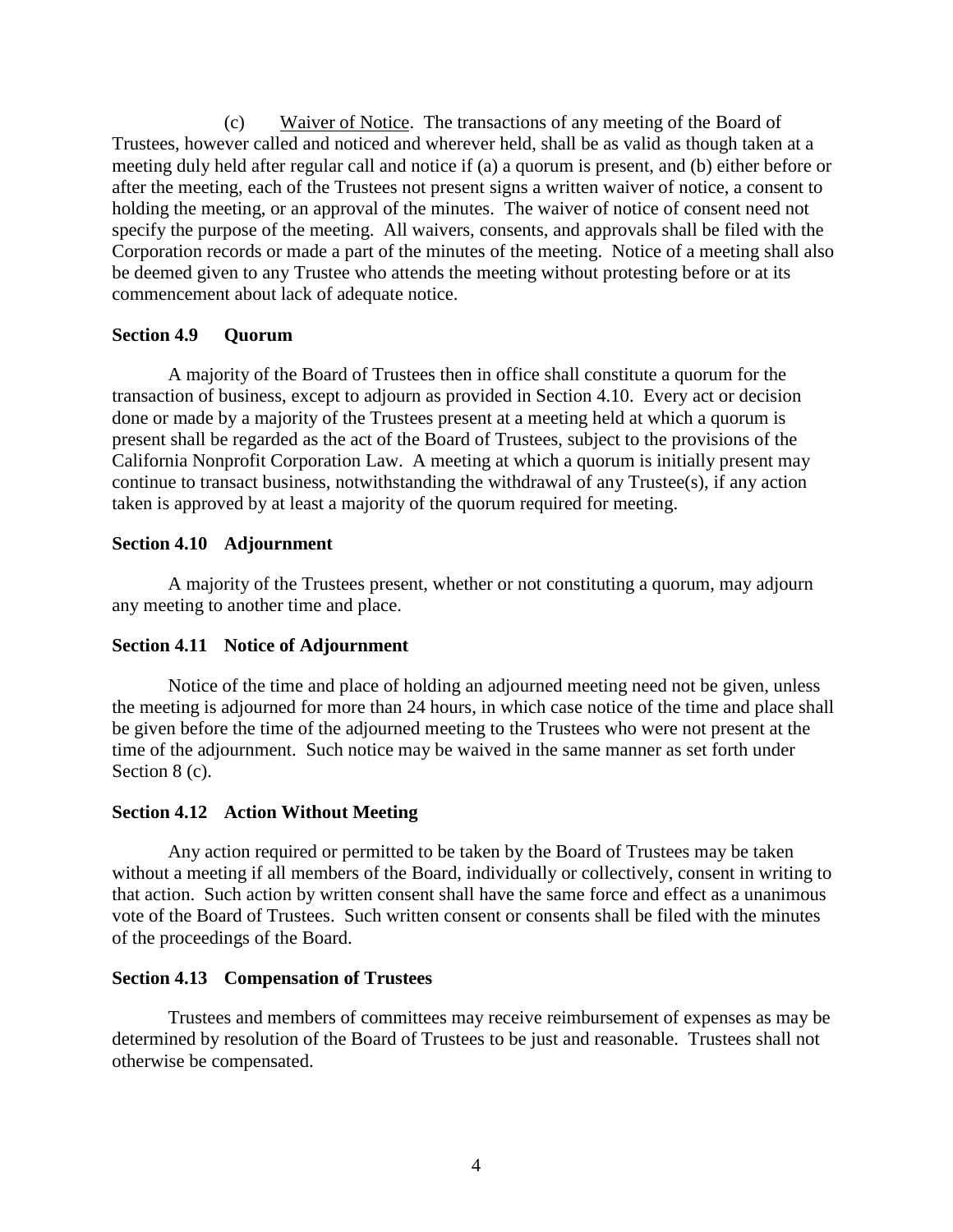(c) Waiver of Notice. The transactions of any meeting of the Board of Trustees, however called and noticed and wherever held, shall be as valid as though taken at a meeting duly held after regular call and notice if (a) a quorum is present, and (b) either before or after the meeting, each of the Trustees not present signs a written waiver of notice, a consent to holding the meeting, or an approval of the minutes. The waiver of notice of consent need not specify the purpose of the meeting. All waivers, consents, and approvals shall be filed with the Corporation records or made a part of the minutes of the meeting. Notice of a meeting shall also be deemed given to any Trustee who attends the meeting without protesting before or at its commencement about lack of adequate notice.

### Section 4.9 Quorum

A majority of the Board of Trustees then in office shall constitute a quorum for the transaction of business, except to adjourn as provided in Section 4.10. Every act or decision done or made by a majority of the Trustees present at a meeting held at which a quorum is present shall be regarded as the act of the Board of Trustees, subject to the provisions of the California Nonprofit Corporation Law. A meeting at which a quorum is initially present may continue to transact business, notwithstanding the withdrawal of any Trustee(s), if any action taken is approved by at least a majority of the quorum required for meeting.

### Section 4.10 Adjournment

A majority of the Trustees present, whether or not constituting a quorum, may adjourn any meeting to another time and place.

### Section 4.11 Notice of Adjournment

Notice of the time and place of holding an adjourned meeting need not be given, unless the meeting is adjourned for more than 24 hours, in which case notice of the time and place shall be given before the time of the adjourned meeting to the Trustees who were not present at the time of the adjournment. Such notice may be waived in the same manner as set forth under Section 8 (c).

### Section 4.12 Action Without Meeting

Any action required or permitted to be taken by the Board of Trustees may be taken without a meeting if all members of the Board, individually or collectively, consent in writing to that action. Such action by written consent shall have the same force and effect as a unanimous vote of the Board of Trustees. Such written consent or consents shall be filed with the minutes of the proceedings of the Board.

### Section 4.13 Compensation of Trustees

Trustees and members of committees may receive reimbursement of expenses as may be determined by resolution of the Board of Trustees to be just and reasonable. Trustees shall not otherwise be compensated.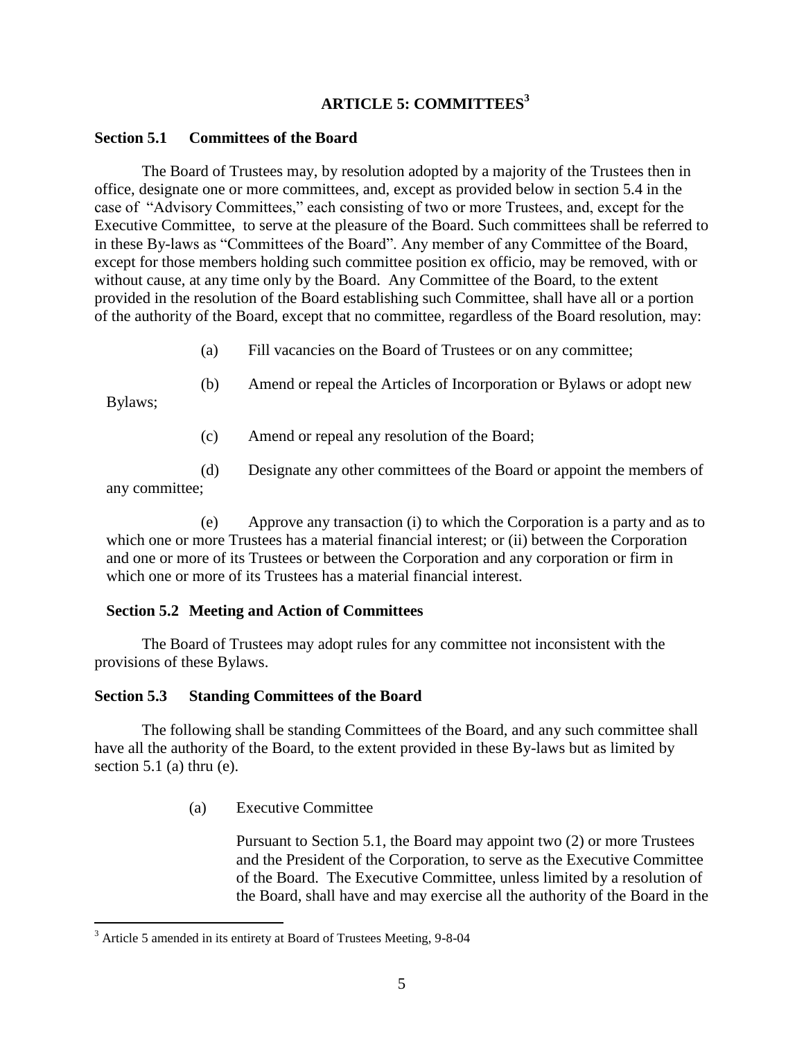## ARTICLE 5: COMMITTEES[3]

### Section 5.1 Committees of the Board

The Board of Trustees may, by resolution adopted by a majority of the Trustees then in office, designate one or more committees, and, except as provided below in section 5.4 in the case of "Advisory Committees," each consisting of two or more Trustees, and, except for the Executive Committee, to serve at the pleasure of the Board. Such committees shall be referred to in these By-laws as "Committees of the Board". Any member of any Committee of the Board, except for those members holding such committee position ex officio, may be removed, with or without cause, at any time only by the Board. Any Committee of the Board, to the extent provided in the resolution of the Board establishing such Committee, shall have all or a portion of the authority of the Board, except that no committee, regardless of the Board resolution, may:

(a) Fill vacancies on the Board of Trustees or on any committee;

(b) Amend or repeal the Articles of Incorporation or Bylaws or adopt new Bylaws;

(c) Amend or repeal any resolution of the Board;

(d) Designate any other committees of the Board or appoint the members of any committee;

(e) Approve any transaction (i) to which the Corporation is a party and as to which one or more Trustees has a material financial interest; or (ii) between the Corporation and one or more of its Trustees or between the Corporation and any corporation or firm in which one or more of its Trustees has a material financial interest.

### Section 5.2 Meeting and Action of Committees

The Board of Trustees may adopt rules for any committee not inconsistent with the provisions of these Bylaws.

### Section 5.3 Standing Committees of the Board

The following shall be standing Committees of the Board, and any such committee shall have all the authority of the Board, to the extent provided in these By-laws but as limited by section 5.1 (a) thru (e).

(a) Executive Committee

Pursuant to Section 5.1, the Board may appoint two (2) or more Trustees and the President of the Corporation, to serve as the Executive Committee of the Board. The Executive Committee, unless limited by a resolution of the Board, shall have and may exercise all the authority of the Board in the

[3] Article 5 amended in its entirety at Board of Trustees Meeting, 9-8-04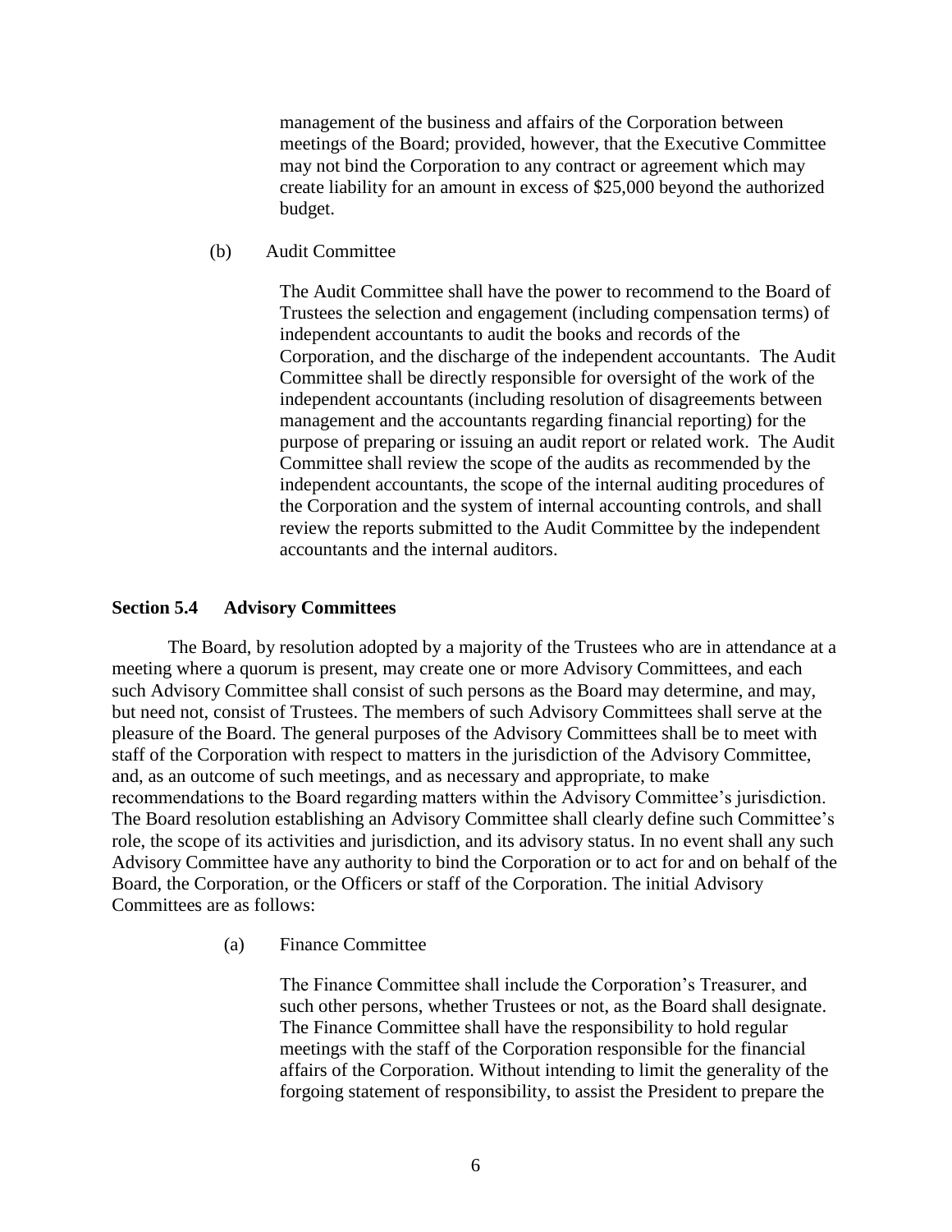management of the business and affairs of the Corporation between meetings of the Board; provided, however, that the Executive Committee may not bind the Corporation to any contract or agreement which may create liability for an amount in excess of $25,000 beyond the authorized budget.

(b) Audit Committee

The Audit Committee shall have the power to recommend to the Board of Trustees the selection and engagement (including compensation terms) of independent accountants to audit the books and records of the Corporation, and the discharge of the independent accountants. The Audit Committee shall be directly responsible for oversight of the work of the independent accountants (including resolution of disagreements between management and the accountants regarding financial reporting) for the purpose of preparing or issuing an audit report or related work. The Audit Committee shall review the scope of the audits as recommended by the independent accountants, the scope of the internal auditing procedures of the Corporation and the system of internal accounting controls, and shall review the reports submitted to the Audit Committee by the independent accountants and the internal auditors.

**Section 5.4 Advisory Committees**

The Board, by resolution adopted by a majority of the Trustees who are in attendance at a meeting where a quorum is present, may create one or more Advisory Committees, and each such Advisory Committee shall consist of such persons as the Board may determine, and may, but need not, consist of Trustees. The members of such Advisory Committees shall serve at the pleasure of the Board. The general purposes of the Advisory Committees shall be to meet with staff of the Corporation with respect to matters in the jurisdiction of the Advisory Committee, and, as an outcome of such meetings, and as necessary and appropriate, to make recommendations to the Board regarding matters within the Advisory Committee's jurisdiction. The Board resolution establishing an Advisory Committee shall clearly define such Committee's role, the scope of its activities and jurisdiction, and its advisory status. In no event shall any such Advisory Committee have any authority to bind the Corporation or to act for and on behalf of the Board, the Corporation, or the Officers or staff of the Corporation. The initial Advisory Committees are as follows:

(a) Finance Committee

The Finance Committee shall include the Corporation's Treasurer, and such other persons, whether Trustees or not, as the Board shall designate. The Finance Committee shall have the responsibility to hold regular meetings with the staff of the Corporation responsible for the financial affairs of the Corporation. Without intending to limit the generality of the forgoing statement of responsibility, to assist the President to prepare the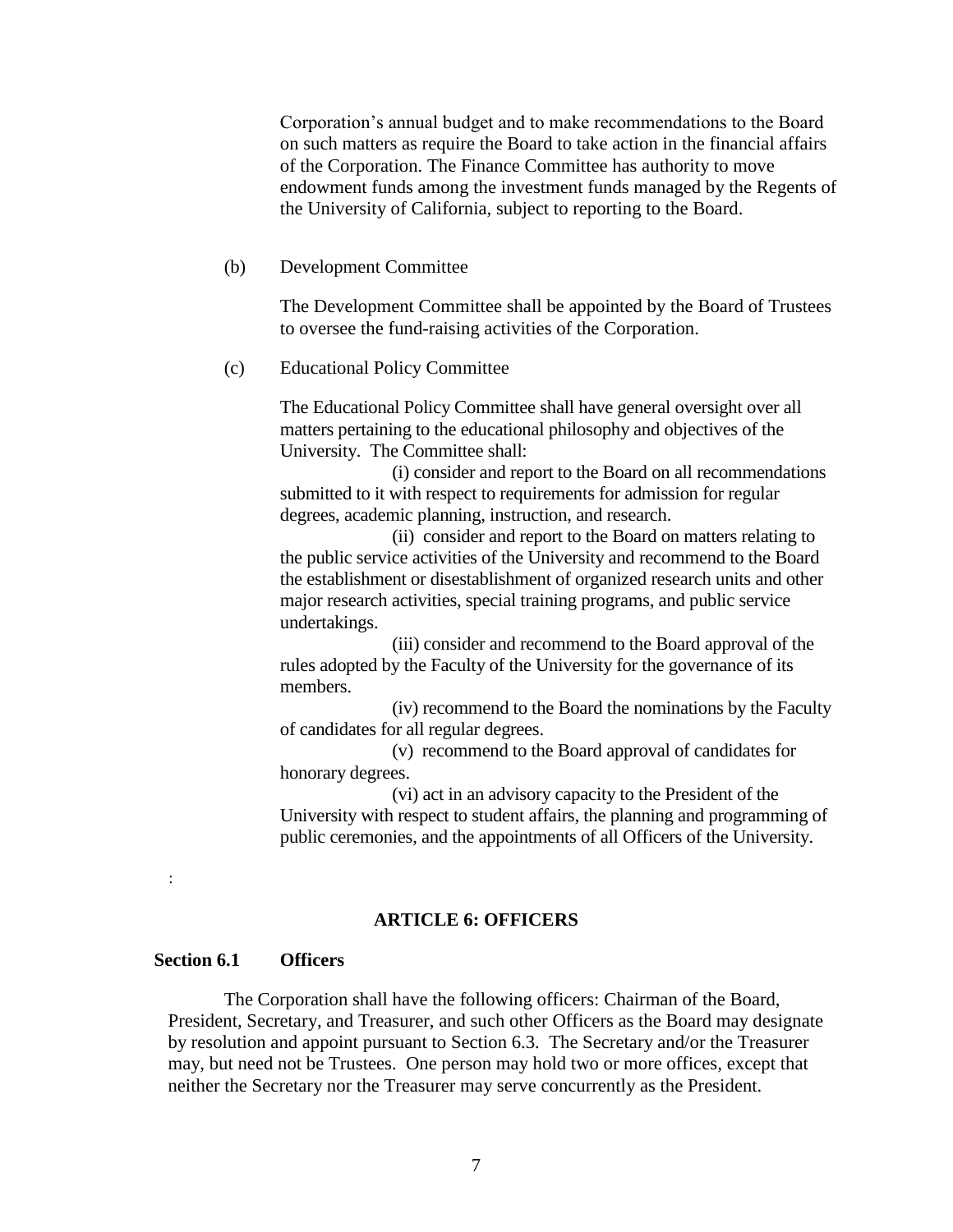Corporation's annual budget and to make recommendations to the Board on such matters as require the Board to take action in the financial affairs of the Corporation. The Finance Committee has authority to move endowment funds among the investment funds managed by the Regents of the University of California, subject to reporting to the Board.

(b) Development Committee

The Development Committee shall be appointed by the Board of Trustees to oversee the fund-raising activities of the Corporation.

(c) Educational Policy Committee

The Educational Policy Committee shall have general oversight over all matters pertaining to the educational philosophy and objectives of the University. The Committee shall:

(i) consider and report to the Board on all recommendations submitted to it with respect to requirements for admission for regular degrees, academic planning, instruction, and research.

(ii) consider and report to the Board on matters relating to the public service activities of the University and recommend to the Board the establishment or disestablishment of organized research units and other major research activities, special training programs, and public service undertakings.

(iii) consider and recommend to the Board approval of the rules adopted by the Faculty of the University for the governance of its members.

(iv) recommend to the Board the nominations by the Faculty of candidates for all regular degrees.

(v) recommend to the Board approval of candidates for honorary degrees.

(vi) act in an advisory capacity to the President of the University with respect to student affairs, the planning and programming of public ceremonies, and the appointments of all Officers of the University.

:

## ARTICLE 6: OFFICERS

### Section 6.1 Officers

The Corporation shall have the following officers: Chairman of the Board, President, Secretary, and Treasurer, and such other Officers as the Board may designate by resolution and appoint pursuant to Section 6.3. The Secretary and/or the Treasurer may, but need not be Trustees. One person may hold two or more offices, except that neither the Secretary nor the Treasurer may serve concurrently as the President.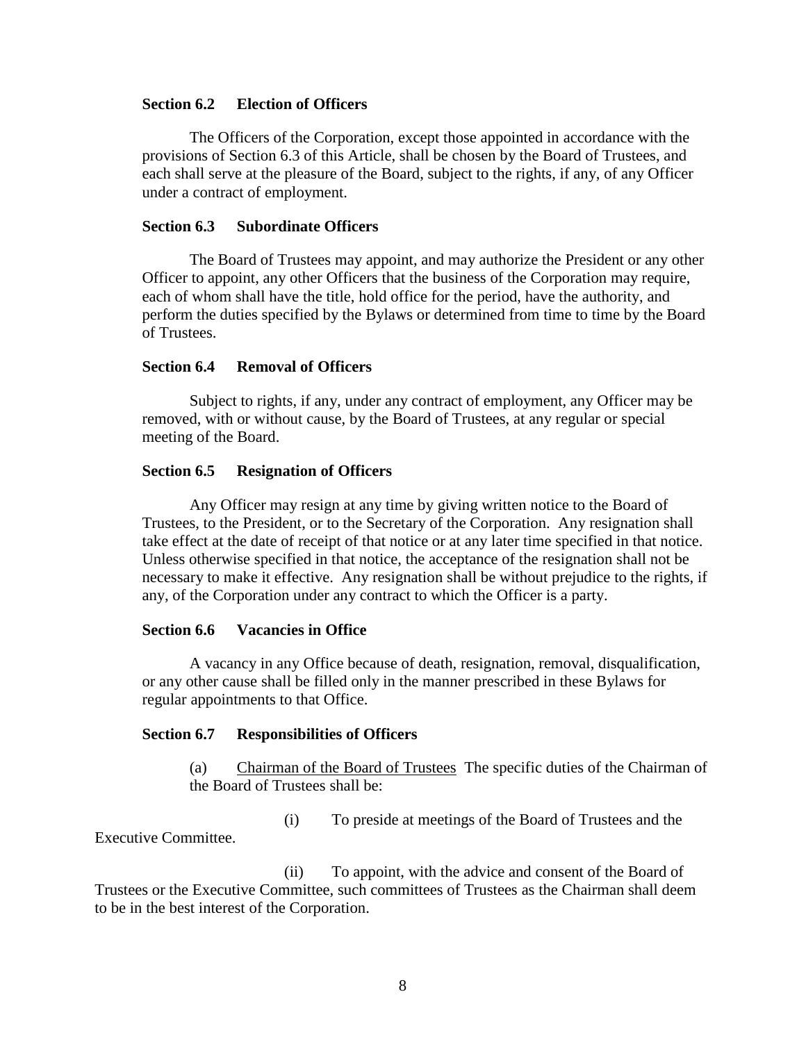### Section 6.2 Election of Officers

The Officers of the Corporation, except those appointed in accordance with the provisions of Section 6.3 of this Article, shall be chosen by the Board of Trustees, and each shall serve at the pleasure of the Board, subject to the rights, if any, of any Officer under a contract of employment.

### Section 6.3 Subordinate Officers

The Board of Trustees may appoint, and may authorize the President or any other Officer to appoint, any other Officers that the business of the Corporation may require, each of whom shall have the title, hold office for the period, have the authority, and perform the duties specified by the Bylaws or determined from time to time by the Board of Trustees.

### Section 6.4 Removal of Officers

Subject to rights, if any, under any contract of employment, any Officer may be removed, with or without cause, by the Board of Trustees, at any regular or special meeting of the Board.

### Section 6.5 Resignation of Officers

Any Officer may resign at any time by giving written notice to the Board of Trustees, to the President, or to the Secretary of the Corporation. Any resignation shall take effect at the date of receipt of that notice or at any later time specified in that notice. Unless otherwise specified in that notice, the acceptance of the resignation shall not be necessary to make it effective. Any resignation shall be without prejudice to the rights, if any, of the Corporation under any contract to which the Officer is a party.

### Section 6.6 Vacancies in Office

A vacancy in any Office because of death, resignation, removal, disqualification, or any other cause shall be filled only in the manner prescribed in these Bylaws for regular appointments to that Office.

### Section 6.7 Responsibilities of Officers

(a) Chairman of the Board of Trustees The specific duties of the Chairman of the Board of Trustees shall be:

(i) To preside at meetings of the Board of Trustees and the Executive Committee.

(ii) To appoint, with the advice and consent of the Board of Trustees or the Executive Committee, such committees of Trustees as the Chairman shall deem to be in the best interest of the Corporation.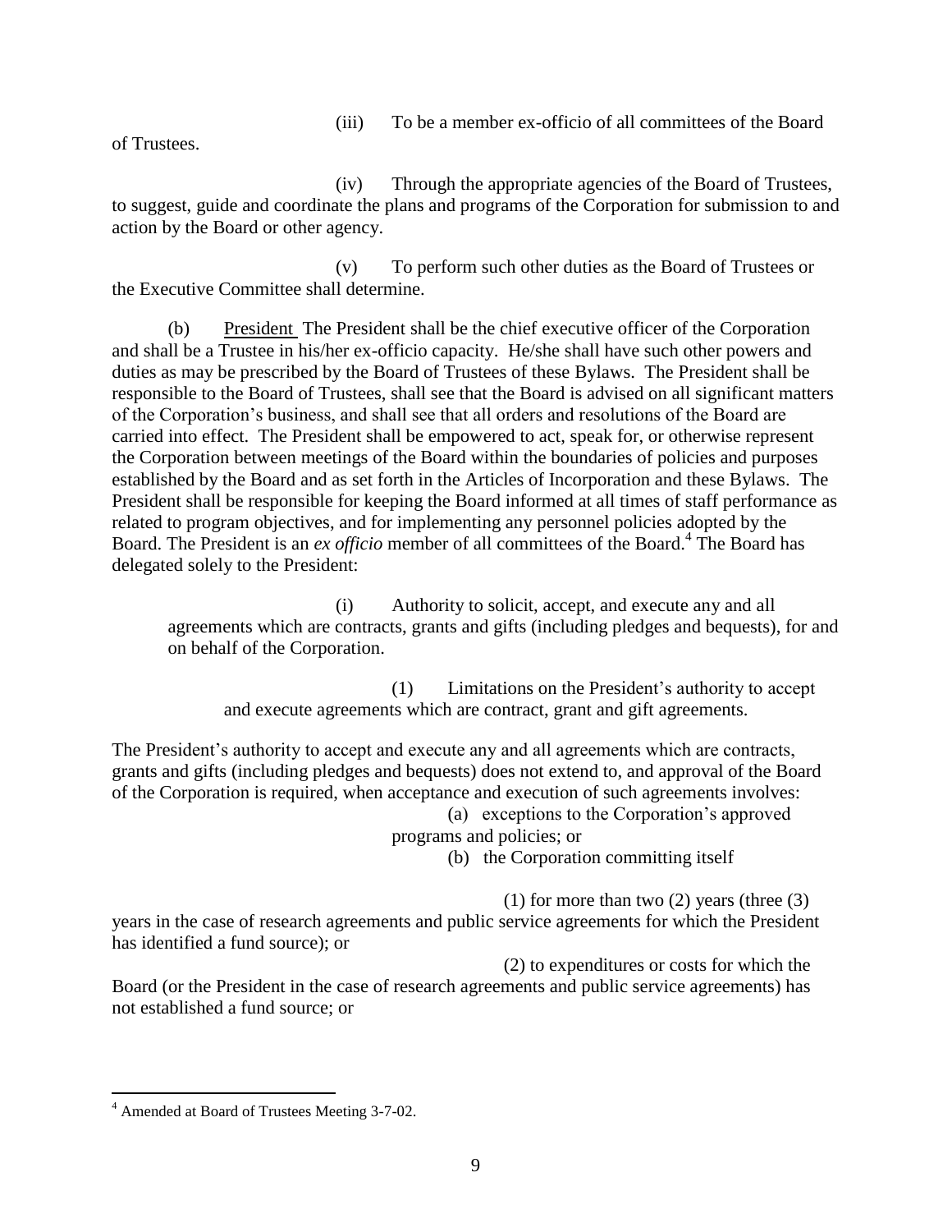(iii) To be a member ex-officio of all committees of the Board of Trustees.

(iv) Through the appropriate agencies of the Board of Trustees, to suggest, guide and coordinate the plans and programs of the Corporation for submission to and action by the Board or other agency.

(v) To perform such other duties as the Board of Trustees or the Executive Committee shall determine.

(b) President The President shall be the chief executive officer of the Corporation and shall be a Trustee in his/her ex-officio capacity. He/she shall have such other powers and duties as may be prescribed by the Board of Trustees of these Bylaws. The President shall be responsible to the Board of Trustees, shall see that the Board is advised on all significant matters of the Corporation's business, and shall see that all orders and resolutions of the Board are carried into effect. The President shall be empowered to act, speak for, or otherwise represent the Corporation between meetings of the Board within the boundaries of policies and purposes established by the Board and as set forth in the Articles of Incorporation and these Bylaws. The President shall be responsible for keeping the Board informed at all times of staff performance as related to program objectives, and for implementing any personnel policies adopted by the Board. The President is an *ex officio* member of all committees of the Board.[4] The Board has delegated solely to the President:

(i) Authority to solicit, accept, and execute any and all agreements which are contracts, grants and gifts (including pledges and bequests), for and on behalf of the Corporation.

(1) Limitations on the President's authority to accept and execute agreements which are contract, grant and gift agreements.

The President's authority to accept and execute any and all agreements which are contracts, grants and gifts (including pledges and bequests) does not extend to, and approval of the Board of the Corporation is required, when acceptance and execution of such agreements involves:

(a) exceptions to the Corporation's approved programs and policies; or

(b) the Corporation committing itself

(1) for more than two (2) years (three (3) years in the case of research agreements and public service agreements for which the President has identified a fund source); or

(2) to expenditures or costs for which the Board (or the President in the case of research agreements and public service agreements) has not established a fund source; or

---

[4] Amended at Board of Trustees Meeting 3-7-02.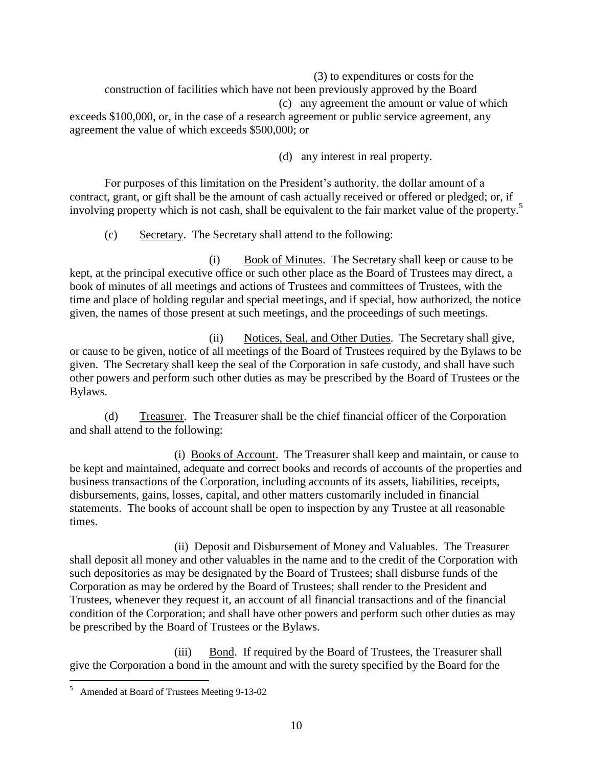(3) to expenditures or costs for the construction of facilities which have not been previously approved by the Board

(c) any agreement the amount or value of which exceeds $100,000, or, in the case of a research agreement or public service agreement, any agreement the value of which exceeds $500,000; or

(d) any interest in real property.

For purposes of this limitation on the President's authority, the dollar amount of a contract, grant, or gift shall be the amount of cash actually received or offered or pledged; or, if involving property which is not cash, shall be equivalent to the fair market value of the property.[5]

(c) Secretary. The Secretary shall attend to the following:

(i) Book of Minutes. The Secretary shall keep or cause to be kept, at the principal executive office or such other place as the Board of Trustees may direct, a book of minutes of all meetings and actions of Trustees and committees of Trustees, with the time and place of holding regular and special meetings, and if special, how authorized, the notice given, the names of those present at such meetings, and the proceedings of such meetings.

(ii) Notices, Seal, and Other Duties. The Secretary shall give, or cause to be given, notice of all meetings of the Board of Trustees required by the Bylaws to be given. The Secretary shall keep the seal of the Corporation in safe custody, and shall have such other powers and perform such other duties as may be prescribed by the Board of Trustees or the Bylaws.

(d) Treasurer. The Treasurer shall be the chief financial officer of the Corporation and shall attend to the following:

(i) Books of Account. The Treasurer shall keep and maintain, or cause to be kept and maintained, adequate and correct books and records of accounts of the properties and business transactions of the Corporation, including accounts of its assets, liabilities, receipts, disbursements, gains, losses, capital, and other matters customarily included in financial statements. The books of account shall be open to inspection by any Trustee at all reasonable times.

(ii) Deposit and Disbursement of Money and Valuables. The Treasurer shall deposit all money and other valuables in the name and to the credit of the Corporation with such depositories as may be designated by the Board of Trustees; shall disburse funds of the Corporation as may be ordered by the Board of Trustees; shall render to the President and Trustees, whenever they request it, an account of all financial transactions and of the financial condition of the Corporation; and shall have other powers and perform such other duties as may be prescribed by the Board of Trustees or the Bylaws.

(iii) Bond. If required by the Board of Trustees, the Treasurer shall give the Corporation a bond in the amount and with the surety specified by the Board for the

---

[5] Amended at Board of Trustees Meeting 9-13-02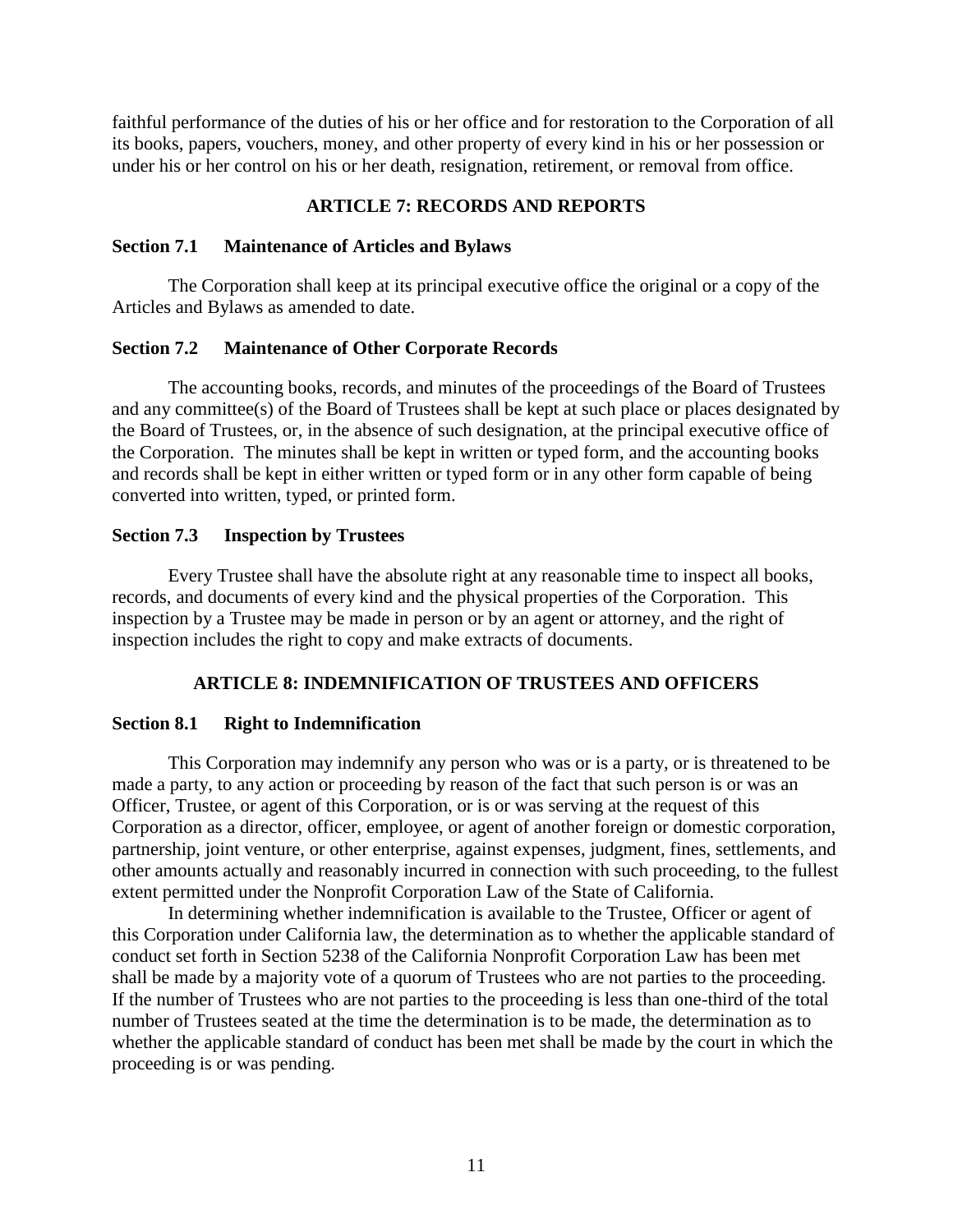faithful performance of the duties of his or her office and for restoration to the Corporation of all its books, papers, vouchers, money, and other property of every kind in his or her possession or under his or her control on his or her death, resignation, retirement, or removal from office.

## ARTICLE 7: RECORDS AND REPORTS

### Section 7.1 Maintenance of Articles and Bylaws

The Corporation shall keep at its principal executive office the original or a copy of the Articles and Bylaws as amended to date.

### Section 7.2 Maintenance of Other Corporate Records

The accounting books, records, and minutes of the proceedings of the Board of Trustees and any committee(s) of the Board of Trustees shall be kept at such place or places designated by the Board of Trustees, or, in the absence of such designation, at the principal executive office of the Corporation. The minutes shall be kept in written or typed form, and the accounting books and records shall be kept in either written or typed form or in any other form capable of being converted into written, typed, or printed form.

### Section 7.3 Inspection by Trustees

Every Trustee shall have the absolute right at any reasonable time to inspect all books, records, and documents of every kind and the physical properties of the Corporation. This inspection by a Trustee may be made in person or by an agent or attorney, and the right of inspection includes the right to copy and make extracts of documents.

## ARTICLE 8: INDEMNIFICATION OF TRUSTEES AND OFFICERS

### Section 8.1 Right to Indemnification

This Corporation may indemnify any person who was or is a party, or is threatened to be made a party, to any action or proceeding by reason of the fact that such person is or was an Officer, Trustee, or agent of this Corporation, or is or was serving at the request of this Corporation as a director, officer, employee, or agent of another foreign or domestic corporation, partnership, joint venture, or other enterprise, against expenses, judgment, fines, settlements, and other amounts actually and reasonably incurred in connection with such proceeding, to the fullest extent permitted under the Nonprofit Corporation Law of the State of California.

In determining whether indemnification is available to the Trustee, Officer or agent of this Corporation under California law, the determination as to whether the applicable standard of conduct set forth in Section 5238 of the California Nonprofit Corporation Law has been met shall be made by a majority vote of a quorum of Trustees who are not parties to the proceeding. If the number of Trustees who are not parties to the proceeding is less than one-third of the total number of Trustees seated at the time the determination is to be made, the determination as to whether the applicable standard of conduct has been met shall be made by the court in which the proceeding is or was pending.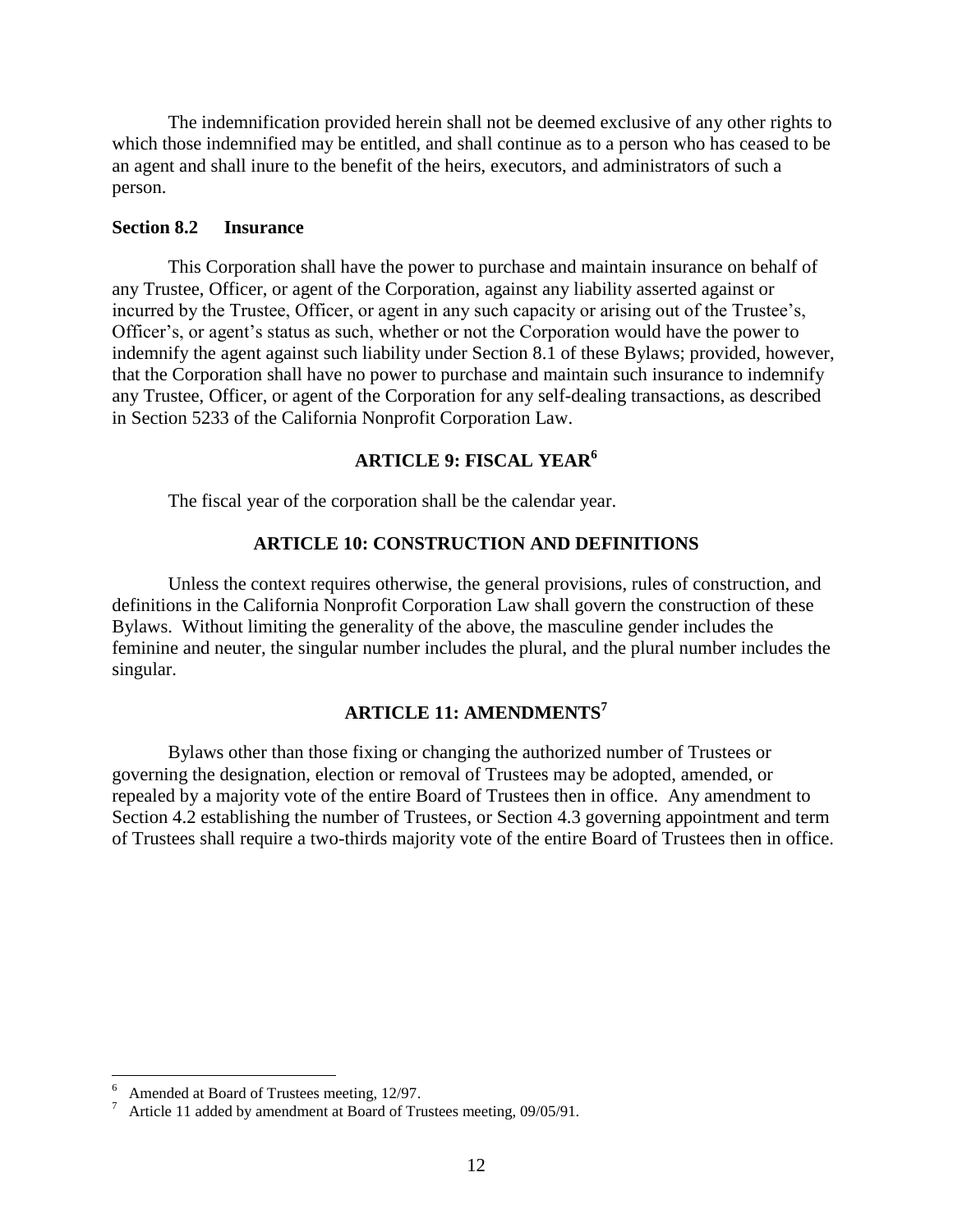The indemnification provided herein shall not be deemed exclusive of any other rights to which those indemnified may be entitled, and shall continue as to a person who has ceased to be an agent and shall inure to the benefit of the heirs, executors, and administrators of such a person.

**Section 8.2 Insurance**

This Corporation shall have the power to purchase and maintain insurance on behalf of any Trustee, Officer, or agent of the Corporation, against any liability asserted against or incurred by the Trustee, Officer, or agent in any such capacity or arising out of the Trustee's, Officer's, or agent's status as such, whether or not the Corporation would have the power to indemnify the agent against such liability under Section 8.1 of these Bylaws; provided, however, that the Corporation shall have no power to purchase and maintain such insurance to indemnify any Trustee, Officer, or agent of the Corporation for any self-dealing transactions, as described in Section 5233 of the California Nonprofit Corporation Law.

## ARTICLE 9: FISCAL YEAR[6]

The fiscal year of the corporation shall be the calendar year.

## ARTICLE 10: CONSTRUCTION AND DEFINITIONS

Unless the context requires otherwise, the general provisions, rules of construction, and definitions in the California Nonprofit Corporation Law shall govern the construction of these Bylaws. Without limiting the generality of the above, the masculine gender includes the feminine and neuter, the singular number includes the plural, and the plural number includes the singular.

## ARTICLE 11: AMENDMENTS[7]

Bylaws other than those fixing or changing the authorized number of Trustees or governing the designation, election or removal of Trustees may be adopted, amended, or repealed by a majority vote of the entire Board of Trustees then in office. Any amendment to Section 4.2 establishing the number of Trustees, or Section 4.3 governing appointment and term of Trustees shall require a two-thirds majority vote of the entire Board of Trustees then in office.

---

[6] Amended at Board of Trustees meeting, 12/97.

[7] Article 11 added by amendment at Board of Trustees meeting, 09/05/91.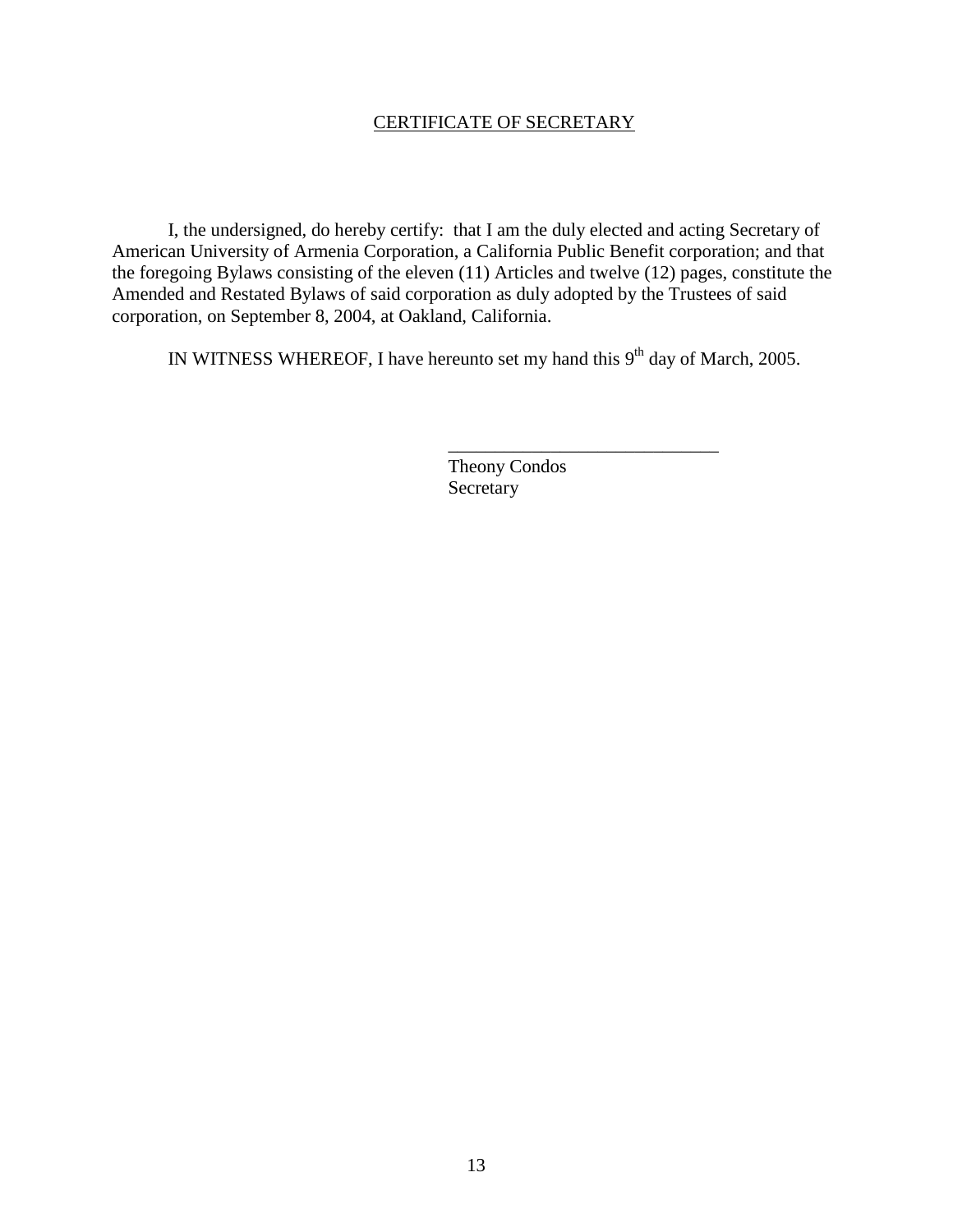## CERTIFICATE OF SECRETARY

I, the undersigned, do hereby certify: that I am the duly elected and acting Secretary of American University of Armenia Corporation, a California Public Benefit corporation; and that the foregoing Bylaws consisting of the eleven (11) Articles and twelve (12) pages, constitute the Amended and Restated Bylaws of said corporation as duly adopted by the Trustees of said corporation, on September 8, 2004, at Oakland, California.

IN WITNESS WHEREOF, I have hereunto set my hand this 9th day of March, 2005.

\_\_\_\_\_\_\_\_\_\_\_\_\_\_\_\_\_\_\_\_\_\_\_\_\_\_\_\_\_\_

Theony Condos  
Secretary